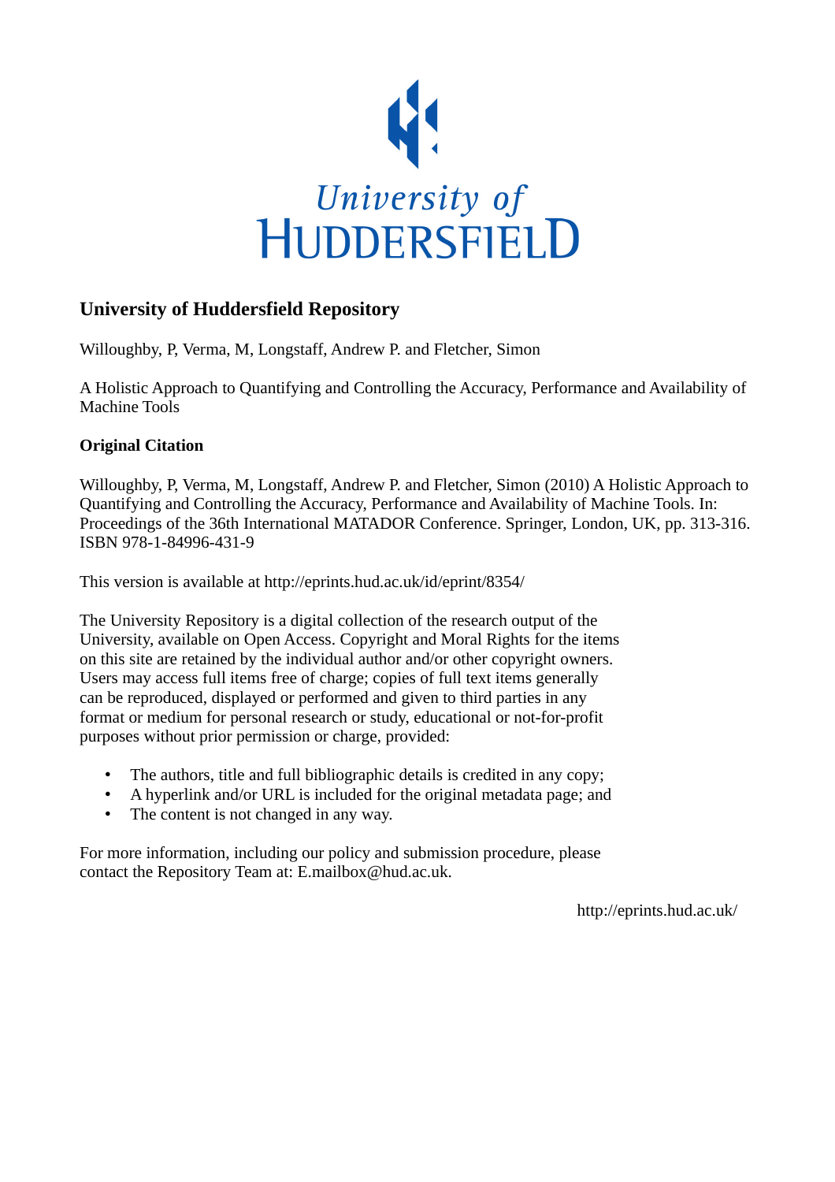University of Huddersfield

# University of Huddersfield Repository

Willoughby, P, Verma, M, Longstaff, Andrew P. and Fletcher, Simon

A Holistic Approach to Quantifying and Controlling the Accuracy, Performance and Availability of Machine Tools

## Original Citation

Willoughby, P, Verma, M, Longstaff, Andrew P. and Fletcher, Simon (2010) A Holistic Approach to Quantifying and Controlling the Accuracy, Performance and Availability of Machine Tools. In: Proceedings of the 36th International MATADOR Conference. Springer, London, UK, pp. 313-316. ISBN 978-1-84996-431-9

This version is available at http://eprints.hud.ac.uk/id/eprint/8354/

The University Repository is a digital collection of the research output of the University, available on Open Access. Copyright and Moral Rights for the items on this site are retained by the individual author and/or other copyright owners. Users may access full items free of charge; copies of full text items generally can be reproduced, displayed or performed and given to third parties in any format or medium for personal research or study, educational or not-for-profit purposes without prior permission or charge, provided:

- The authors, title and full bibliographic details is credited in any copy;
- A hyperlink and/or URL is included for the original metadata page; and
- The content is not changed in any way.

For more information, including our policy and submission procedure, please contact the Repository Team at: E.mailbox@hud.ac.uk.

http://eprints.hud.ac.uk/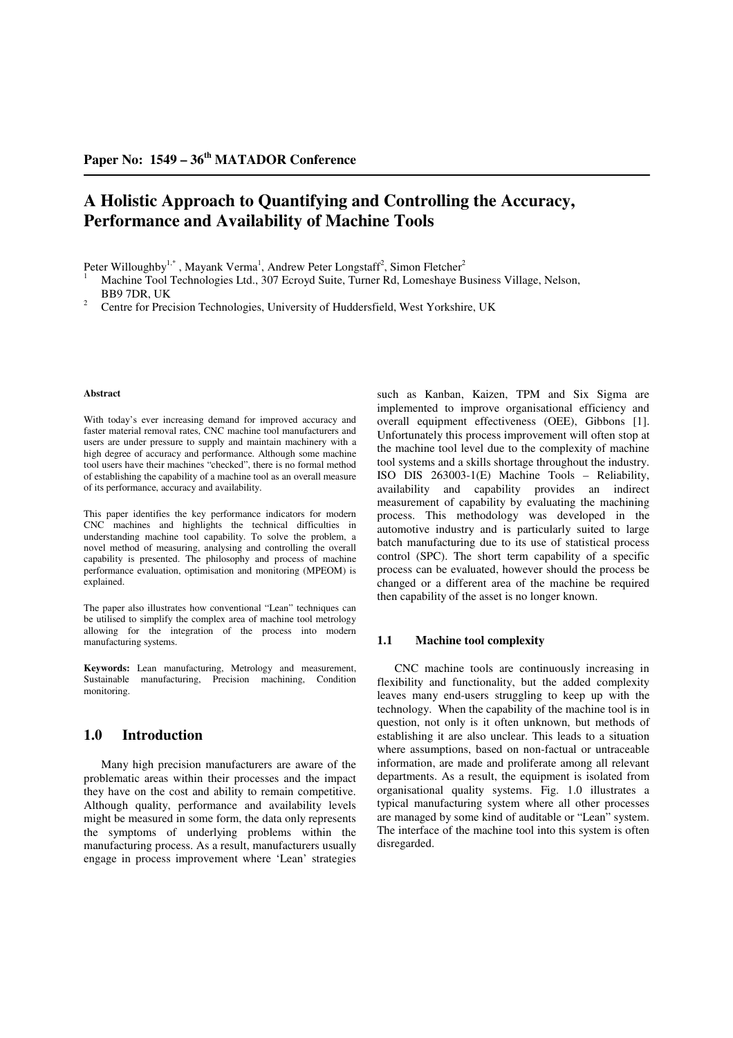**Paper No: 1549 – 36th MATADOR Conference**

# A Holistic Approach to Quantifying and Controlling the Accuracy, Performance and Availability of Machine Tools

Peter Willoughby[1,*] , Mayank Verma[1], Andrew Peter Longstaff[2], Simon Fletcher[2]

[1] Machine Tool Technologies Ltd., 307 Ecroyd Suite, Turner Rd, Lomeshaye Business Village, Nelson, BB9 7DR, UK

[2] Centre for Precision Technologies, University of Huddersfield, West Yorkshire, UK

#### Abstract

With today's ever increasing demand for improved accuracy and faster material removal rates, CNC machine tool manufacturers and users are under pressure to supply and maintain machinery with a high degree of accuracy and performance. Although some machine tool users have their machines "checked", there is no formal method of establishing the capability of a machine tool as an overall measure of its performance, accuracy and availability.

This paper identifies the key performance indicators for modern CNC machines and highlights the technical difficulties in understanding machine tool capability. To solve the problem, a novel method of measuring, analysing and controlling the overall capability is presented. The philosophy and process of machine performance evaluation, optimisation and monitoring (MPEOM) is explained.

The paper also illustrates how conventional "Lean" techniques can be utilised to simplify the complex area of machine tool metrology allowing for the integration of the process into modern manufacturing systems.

**Keywords:** Lean manufacturing, Metrology and measurement, Sustainable manufacturing, Precision machining, Condition monitoring.

## 1.0 Introduction

Many high precision manufacturers are aware of the problematic areas within their processes and the impact they have on the cost and ability to remain competitive. Although quality, performance and availability levels might be measured in some form, the data only represents the symptoms of underlying problems within the manufacturing process. As a result, manufacturers usually engage in process improvement where 'Lean' strategies such as Kanban, Kaizen, TPM and Six Sigma are implemented to improve organisational efficiency and overall equipment effectiveness (OEE), Gibbons [1]. Unfortunately this process improvement will often stop at the machine tool level due to the complexity of machine tool systems and a skills shortage throughout the industry. ISO DIS 263003-1(E) Machine Tools – Reliability, availability and capability provides an indirect measurement of capability by evaluating the machining process. This methodology was developed in the automotive industry and is particularly suited to large batch manufacturing due to its use of statistical process control (SPC). The short term capability of a specific process can be evaluated, however should the process be changed or a different area of the machine be required then capability of the asset is no longer known.

### 1.1 Machine tool complexity

CNC machine tools are continuously increasing in flexibility and functionality, but the added complexity leaves many end-users struggling to keep up with the technology. When the capability of the machine tool is in question, not only is it often unknown, but methods of establishing it are also unclear. This leads to a situation where assumptions, based on non-factual or untraceable information, are made and proliferate among all relevant departments. As a result, the equipment is isolated from organisational quality systems. Fig. 1.0 illustrates a typical manufacturing system where all other processes are managed by some kind of auditable or "Lean" system. The interface of the machine tool into this system is often disregarded.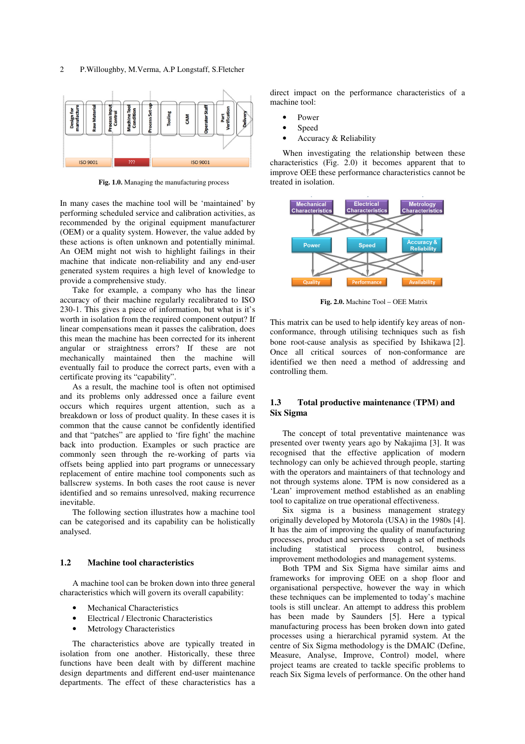Fig. 1.0. Managing the manufacturing process

In many cases the machine tool will be 'maintained' by performing scheduled service and calibration activities, as recommended by the original equipment manufacturer (OEM) or a quality system. However, the value added by these actions is often unknown and potentially minimal. An OEM might not wish to highlight failings in their machine that indicate non-reliability and any end-user generated system requires a high level of knowledge to provide a comprehensive study.

Take for example, a company who has the linear accuracy of their machine regularly recalibrated to ISO 230-1. This gives a piece of information, but what is it's worth in isolation from the required component output? If linear compensations mean it passes the calibration, does this mean the machine has been corrected for its inherent angular or straightness errors? If these are not mechanically maintained then the machine will eventually fail to produce the correct parts, even with a certificate proving its "capability".

As a result, the machine tool is often not optimised and its problems only addressed once a failure event occurs which requires urgent attention, such as a breakdown or loss of product quality. In these cases it is common that the cause cannot be confidently identified and that "patches" are applied to 'fire fight' the machine back into production. Examples of such practice are commonly seen through the re-working of parts via offsets being applied into part programs or unnecessary replacement of entire machine tool components such as ballscrew systems. In both cases the root cause is never identified and so remains unresolved, making recurrence inevitable.

The following section illustrates how a machine tool can be categorised and its capability can be holistically analysed.

## 1.2 Machine tool characteristics

A machine tool can be broken down into three general characteristics which will govern its overall capability:

- Mechanical Characteristics
- Electrical / Electronic Characteristics
- Metrology Characteristics

The characteristics above are typically treated in isolation from one another. Historically, these three functions have been dealt with by different machine design departments and different end-user maintenance departments. The effect of these characteristics has a direct impact on the performance characteristics of a machine tool:

- Power
- Speed
- Accuracy & Reliability

When investigating the relationship between these characteristics (Fig. 2.0) it becomes apparent that to improve OEE these performance characteristics cannot be treated in isolation.

Fig. 2.0. Machine Tool – OEE Matrix

This matrix can be used to help identify key areas of non-conformance, through utilising techniques such as fish bone root-cause analysis as specified by Ishikawa [2]. Once all critical sources of non-conformance are identified we then need a method of addressing and controlling them.

## 1.3 Total productive maintenance (TPM) and Six Sigma

The concept of total preventative maintenance was presented over twenty years ago by Nakajima [3]. It was recognised that the effective application of modern technology can only be achieved through people, starting with the operators and maintainers of that technology and not through systems alone. TPM is now considered as a 'Lean' improvement method established as an enabling tool to capitalize on true operational effectiveness.

Six sigma is a business management strategy originally developed by Motorola (USA) in the 1980s [4]. It has the aim of improving the quality of manufacturing processes, product and services through a set of methods including statistical process control, business improvement methodologies and management systems.

Both TPM and Six Sigma have similar aims and frameworks for improving OEE on a shop floor and organisational perspective, however the way in which these techniques can be implemented to today's machine tools is still unclear. An attempt to address this problem has been made by Saunders [5]. Here a typical manufacturing process has been broken down into gated processes using a hierarchical pyramid system. At the centre of Six Sigma methodology is the DMAIC (Define, Measure, Analyse, Improve, Control) model, where project teams are created to tackle specific problems to reach Six Sigma levels of performance. On the other hand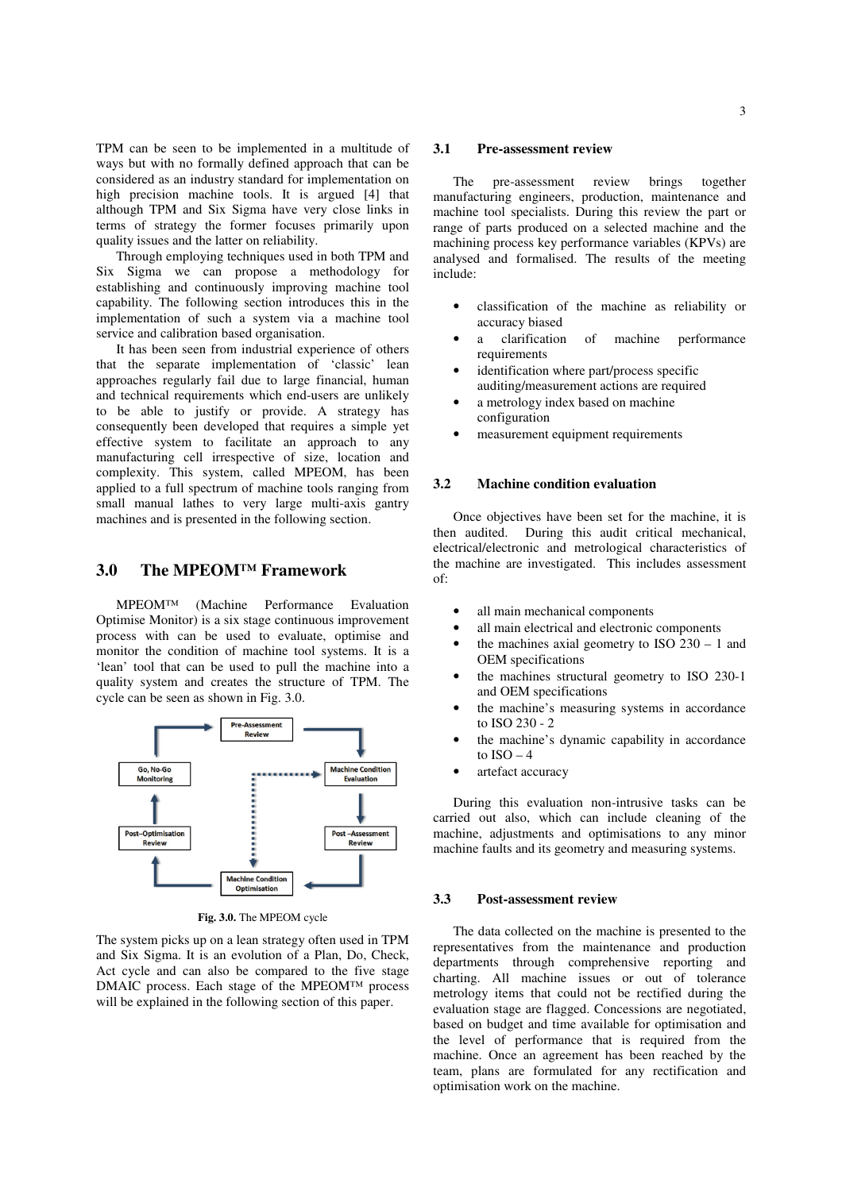TPM can be seen to be implemented in a multitude of ways but with no formally defined approach that can be considered as an industry standard for implementation on high precision machine tools. It is argued [4] that although TPM and Six Sigma have very close links in terms of strategy the former focuses primarily upon quality issues and the latter on reliability.

Through employing techniques used in both TPM and Six Sigma we can propose a methodology for establishing and continuously improving machine tool capability. The following section introduces this in the implementation of such a system via a machine tool service and calibration based organisation.

It has been seen from industrial experience of others that the separate implementation of 'classic' lean approaches regularly fail due to large financial, human and technical requirements which end-users are unlikely to be able to justify or provide. A strategy has consequently been developed that requires a simple yet effective system to facilitate an approach to any manufacturing cell irrespective of size, location and complexity. This system, called MPEOM, has been applied to a full spectrum of machine tools ranging from small manual lathes to very large multi-axis gantry machines and is presented in the following section.

## 3.0 The MPEOM™ Framework

MPEOM™ (Machine Performance Evaluation Optimise Monitor) is a six stage continuous improvement process with can be used to evaluate, optimise and monitor the condition of machine tool systems. It is a 'lean' tool that can be used to pull the machine into a quality system and creates the structure of TPM. The cycle can be seen as shown in Fig. 3.0.

Pre-Assessment Review → Machine Condition Evaluation → Post-Assessment Review → Machine Condition Optimisation → Post-Optimisation Review → Go, No-Go Monitoring → Pre-Assessment Review

**Fig. 3.0.** The MPEOM cycle

The system picks up on a lean strategy often used in TPM and Six Sigma. It is an evolution of a Plan, Do, Check, Act cycle and can also be compared to the five stage DMAIC process. Each stage of the MPEOM™ process will be explained in the following section of this paper.

### 3.1 Pre-assessment review

The pre-assessment review brings together manufacturing engineers, production, maintenance and machine tool specialists. During this review the part or range of parts produced on a selected machine and the machining process key performance variables (KPVs) are analysed and formalised. The results of the meeting include:

- classification of the machine as reliability or accuracy biased
- a clarification of machine performance requirements
- identification where part/process specific auditing/measurement actions are required
- a metrology index based on machine configuration
- measurement equipment requirements

### 3.2 Machine condition evaluation

Once objectives have been set for the machine, it is then audited. During this audit critical mechanical, electrical/electronic and metrological characteristics of the machine are investigated. This includes assessment of:

- all main mechanical components
- all main electrical and electronic components
- the machines axial geometry to ISO 230 – 1 and OEM specifications
- the machines structural geometry to ISO 230-1 and OEM specifications
- the machine's measuring systems in accordance to ISO 230 - 2
- the machine's dynamic capability in accordance to ISO – 4
- artefact accuracy

During this evaluation non-intrusive tasks can be carried out also, which can include cleaning of the machine, adjustments and optimisations to any minor machine faults and its geometry and measuring systems.

### 3.3 Post-assessment review

The data collected on the machine is presented to the representatives from the maintenance and production departments through comprehensive reporting and charting. All machine issues or out of tolerance metrology items that could not be rectified during the evaluation stage are flagged. Concessions are negotiated, based on budget and time available for optimisation and the level of performance that is required from the machine. Once an agreement has been reached by the team, plans are formulated for any rectification and optimisation work on the machine.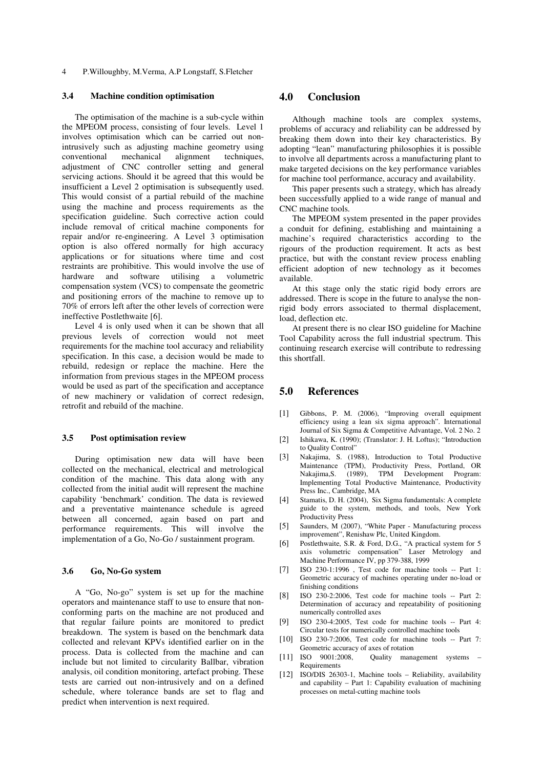### 3.4 Machine condition optimisation

The optimisation of the machine is a sub-cycle within the MPEOM process, consisting of four levels. Level 1 involves optimisation which can be carried out non-intrusively such as adjusting machine geometry using conventional mechanical alignment techniques, adjustment of CNC controller setting and general servicing actions. Should it be agreed that this would be insufficient a Level 2 optimisation is subsequently used. This would consist of a partial rebuild of the machine using the machine and process requirements as the specification guideline. Such corrective action could include removal of critical machine components for repair and/or re-engineering. A Level 3 optimisation option is also offered normally for high accuracy applications or for situations where time and cost restraints are prohibitive. This would involve the use of hardware and software utilising a volumetric compensation system (VCS) to compensate the geometric and positioning errors of the machine to remove up to 70% of errors left after the other levels of correction were ineffective Postlethwaite [6].

Level 4 is only used when it can be shown that all previous levels of correction would not meet requirements for the machine tool accuracy and reliability specification. In this case, a decision would be made to rebuild, redesign or replace the machine. Here the information from previous stages in the MPEOM process would be used as part of the specification and acceptance of new machinery or validation of correct redesign, retrofit and rebuild of the machine.

### 3.5 Post optimisation review

During optimisation new data will have been collected on the mechanical, electrical and metrological condition of the machine. This data along with any collected from the initial audit will represent the machine capability 'benchmark' condition. The data is reviewed and a preventative maintenance schedule is agreed between all concerned, again based on part and performance requirements. This will involve the implementation of a Go, No-Go / sustainment program.

### 3.6 Go, No-Go system

A "Go, No-go" system is set up for the machine operators and maintenance staff to use to ensure that non-conforming parts on the machine are not produced and that regular failure points are monitored to predict breakdown. The system is based on the benchmark data collected and relevant KPVs identified earlier on in the process. Data is collected from the machine and can include but not limited to circularity Ballbar, vibration analysis, oil condition monitoring, artefact probing. These tests are carried out non-intrusively and on a defined schedule, where tolerance bands are set to flag and predict when intervention is next required.

## 4.0 Conclusion

Although machine tools are complex systems, problems of accuracy and reliability can be addressed by breaking them down into their key characteristics. By adopting "lean" manufacturing philosophies it is possible to involve all departments across a manufacturing plant to make targeted decisions on the key performance variables for machine tool performance, accuracy and availability.

This paper presents such a strategy, which has already been successfully applied to a wide range of manual and CNC machine tools.

The MPEOM system presented in the paper provides a conduit for defining, establishing and maintaining a machine's required characteristics according to the rigours of the production requirement. It acts as best practice, but with the constant review process enabling efficient adoption of new technology as it becomes available.

At this stage only the static rigid body errors are addressed. There is scope in the future to analyse the non-rigid body errors associated to thermal displacement, load, deflection etc.

At present there is no clear ISO guideline for Machine Tool Capability across the full industrial spectrum. This continuing research exercise will contribute to redressing this shortfall.

## 5.0 References

[1] Gibbons, P. M. (2006), "Improving overall equipment efficiency using a lean six sigma approach". International Journal of Six Sigma & Competitive Advantage, Vol. 2 No. 2

[2] Ishikawa, K. (1990); (Translator: J. H. Loftus); "Introduction to Quality Control"

[3] Nakajima, S. (1988), Introduction to Total Productive Maintenance (TPM), Productivity Press, Portland, OR Nakajima,S. (1989), TPM Development Program: Implementing Total Productive Maintenance, Productivity Press Inc., Cambridge, MA

[4] Stamatis, D. H. (2004), Six Sigma fundamentals: A complete guide to the system, methods, and tools, New York Productivity Press

[5] Saunders, M (2007), "White Paper - Manufacturing process improvement", Renishaw Plc, United Kingdom.

[6] Postlethwaite, S.R. & Ford, D.G., "A practical system for 5 axis volumetric compensation" Laser Metrology and Machine Performance IV, pp 379-388, 1999

[7] ISO 230-1:1996 , Test code for machine tools -- Part 1: Geometric accuracy of machines operating under no-load or finishing conditions

[8] ISO 230-2:2006, Test code for machine tools -- Part 2: Determination of accuracy and repeatability of positioning numerically controlled axes

[9] ISO 230-4:2005, Test code for machine tools -- Part 4: Circular tests for numerically controlled machine tools

[10] ISO 230-7:2006, Test code for machine tools -- Part 7: Geometric accuracy of axes of rotation

[11] ISO 9001:2008, Quality management systems – Requirements

[12] ISO/DIS 26303-1, Machine tools – Reliability, availability and capability – Part 1: Capability evaluation of machining processes on metal-cutting machine tools